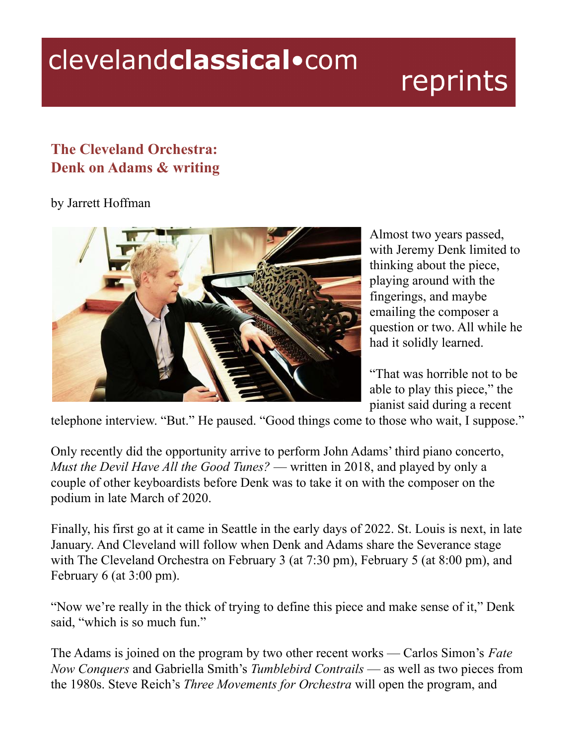# The Cleveland Orchestra: Denk on Adams & writing

by Jarrett Hoffman

Almost two years passed, with Jeremy Denk limited to thinking about the piece, playing around with the fingerings, and maybe emailing the composer a question or two. All while he had it solidly learned.

"That was horrible not to be able to play this piece," the pianist said during a recent telephone interview. "But." He paused. "Good things come to those who wait, I suppose."

Only recently did the opportunity arrive to perform John Adams' third piano concerto, *Must the Devil Have All the Good Tunes?* — written in 2018, and played by only a couple of other keyboardists before Denk was to take it on with the composer on the podium in late March of 2020.

Finally, his first go at it came in Seattle in the early days of 2022. St. Louis is next, in late January. And Cleveland will follow when Denk and Adams share the Severance stage with The Cleveland Orchestra on February 3 (at 7:30 pm), February 5 (at 8:00 pm), and February 6 (at 3:00 pm).

"Now we're really in the thick of trying to define this piece and make sense of it," Denk said, "which is so much fun."

The Adams is joined on the program by two other recent works — Carlos Simon's *Fate Now Conquers* and Gabriella Smith's *Tumblebird Contrails* — as well as two pieces from the 1980s. Steve Reich's *Three Movements for Orchestra* will open the program, and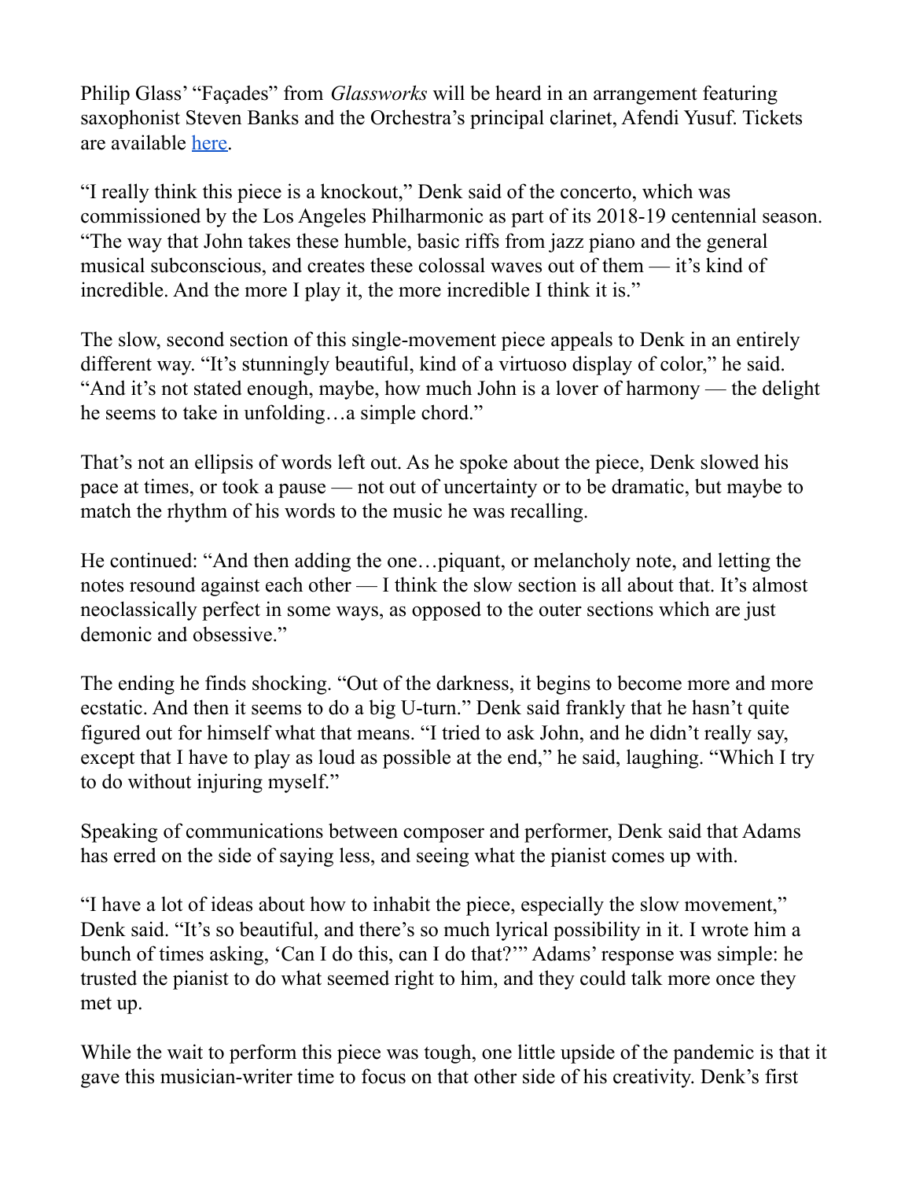Philip Glass' "Façades" from *Glassworks* will be heard in an arrangement featuring saxophonist Steven Banks and the Orchestra's principal clarinet, Afendi Yusuf. Tickets are available [here](here).

"I really think this piece is a knockout," Denk said of the concerto, which was commissioned by the Los Angeles Philharmonic as part of its 2018-19 centennial season. "The way that John takes these humble, basic riffs from jazz piano and the general musical subconscious, and creates these colossal waves out of them — it's kind of incredible. And the more I play it, the more incredible I think it is."

The slow, second section of this single-movement piece appeals to Denk in an entirely different way. "It's stunningly beautiful, kind of a virtuoso display of color," he said. "And it's not stated enough, maybe, how much John is a lover of harmony — the delight he seems to take in unfolding…a simple chord."

That's not an ellipsis of words left out. As he spoke about the piece, Denk slowed his pace at times, or took a pause — not out of uncertainty or to be dramatic, but maybe to match the rhythm of his words to the music he was recalling.

He continued: "And then adding the one…piquant, or melancholy note, and letting the notes resound against each other — I think the slow section is all about that. It's almost neoclassically perfect in some ways, as opposed to the outer sections which are just demonic and obsessive."

The ending he finds shocking. "Out of the darkness, it begins to become more and more ecstatic. And then it seems to do a big U-turn." Denk said frankly that he hasn't quite figured out for himself what that means. "I tried to ask John, and he didn't really say, except that I have to play as loud as possible at the end," he said, laughing. "Which I try to do without injuring myself."

Speaking of communications between composer and performer, Denk said that Adams has erred on the side of saying less, and seeing what the pianist comes up with.

"I have a lot of ideas about how to inhabit the piece, especially the slow movement," Denk said. "It's so beautiful, and there's so much lyrical possibility in it. I wrote him a bunch of times asking, 'Can I do this, can I do that?'" Adams' response was simple: he trusted the pianist to do what seemed right to him, and they could talk more once they met up.

While the wait to perform this piece was tough, one little upside of the pandemic is that it gave this musician-writer time to focus on that other side of his creativity. Denk's first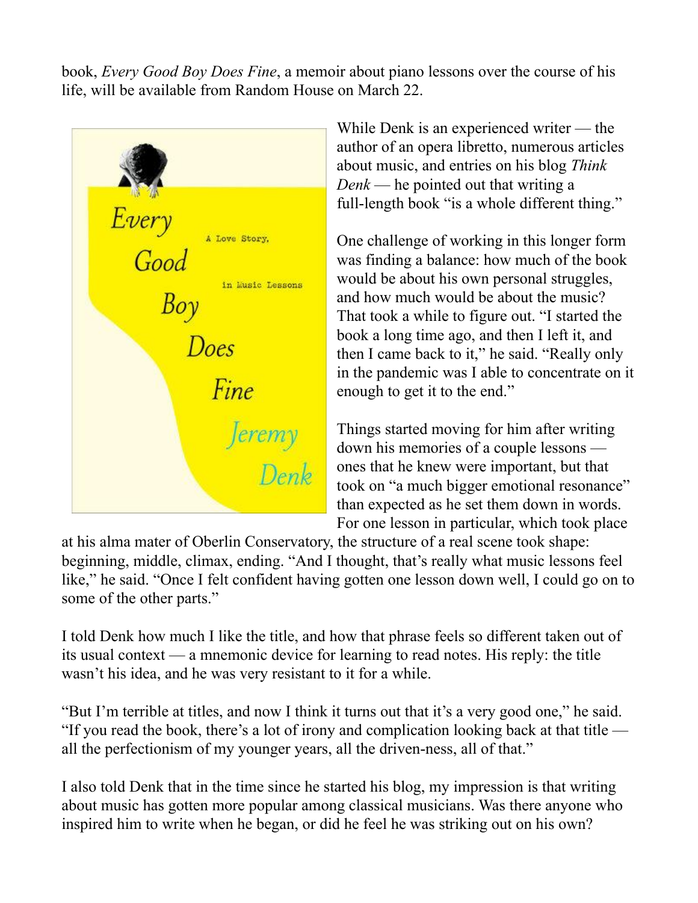book, *Every Good Boy Does Fine*, a memoir about piano lessons over the course of his life, will be available from Random House on March 22.

While Denk is an experienced writer — the author of an opera libretto, numerous articles about music, and entries on his blog *Think Denk* — he pointed out that writing a full-length book "is a whole different thing."

One challenge of working in this longer form was finding a balance: how much of the book would be about his own personal struggles, and how much would be about the music? That took a while to figure out. "I started the book a long time ago, and then I left it, and then I came back to it," he said. "Really only in the pandemic was I able to concentrate on it enough to get it to the end."

Things started moving for him after writing down his memories of a couple lessons — ones that he knew were important, but that took on "a much bigger emotional resonance" than expected as he set them down in words. For one lesson in particular, which took place at his alma mater of Oberlin Conservatory, the structure of a real scene took shape: beginning, middle, climax, ending. "And I thought, that's really what music lessons feel like," he said. "Once I felt confident having gotten one lesson down well, I could go on to some of the other parts."

I told Denk how much I like the title, and how that phrase feels so different taken out of its usual context — a mnemonic device for learning to read notes. His reply: the title wasn't his idea, and he was very resistant to it for a while.

"But I'm terrible at titles, and now I think it turns out that it's a very good one," he said. "If you read the book, there's a lot of irony and complication looking back at that title — all the perfectionism of my younger years, all the driven-ness, all of that."

I also told Denk that in the time since he started his blog, my impression is that writing about music has gotten more popular among classical musicians. Was there anyone who inspired him to write when he began, or did he feel he was striking out on his own?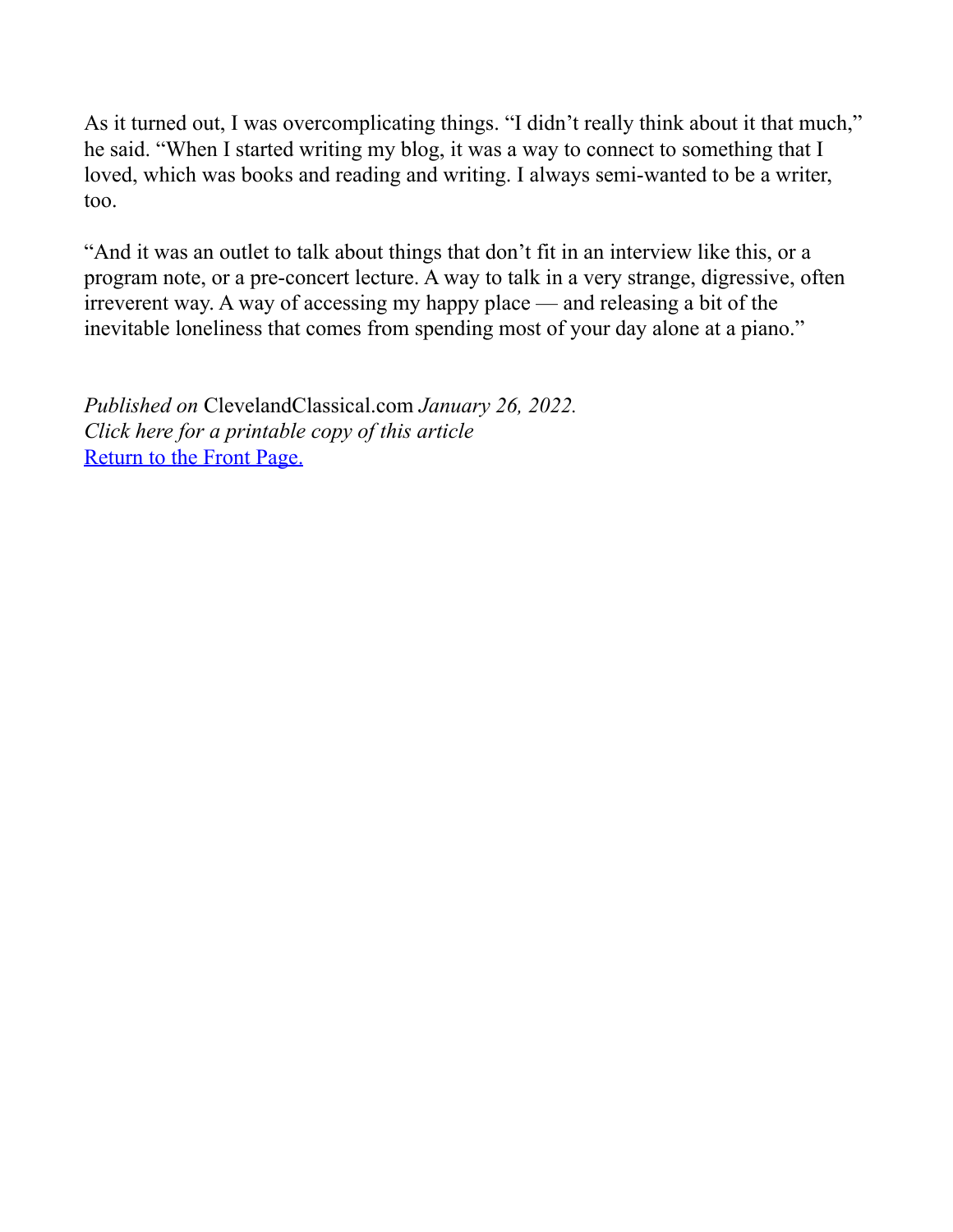As it turned out, I was overcomplicating things. "I didn't really think about it that much," he said. "When I started writing my blog, it was a way to connect to something that I loved, which was books and reading and writing. I always semi-wanted to be a writer, too.

"And it was an outlet to talk about things that don't fit in an interview like this, or a program note, or a pre-concert lecture. A way to talk in a very strange, digressive, often irreverent way. A way of accessing my happy place — and releasing a bit of the inevitable loneliness that comes from spending most of your day alone at a piano."

*Published on* ClevelandClassical.com *January 26, 2022.*
*Click here for a printable copy of this article*
[Return to the Front Page.]